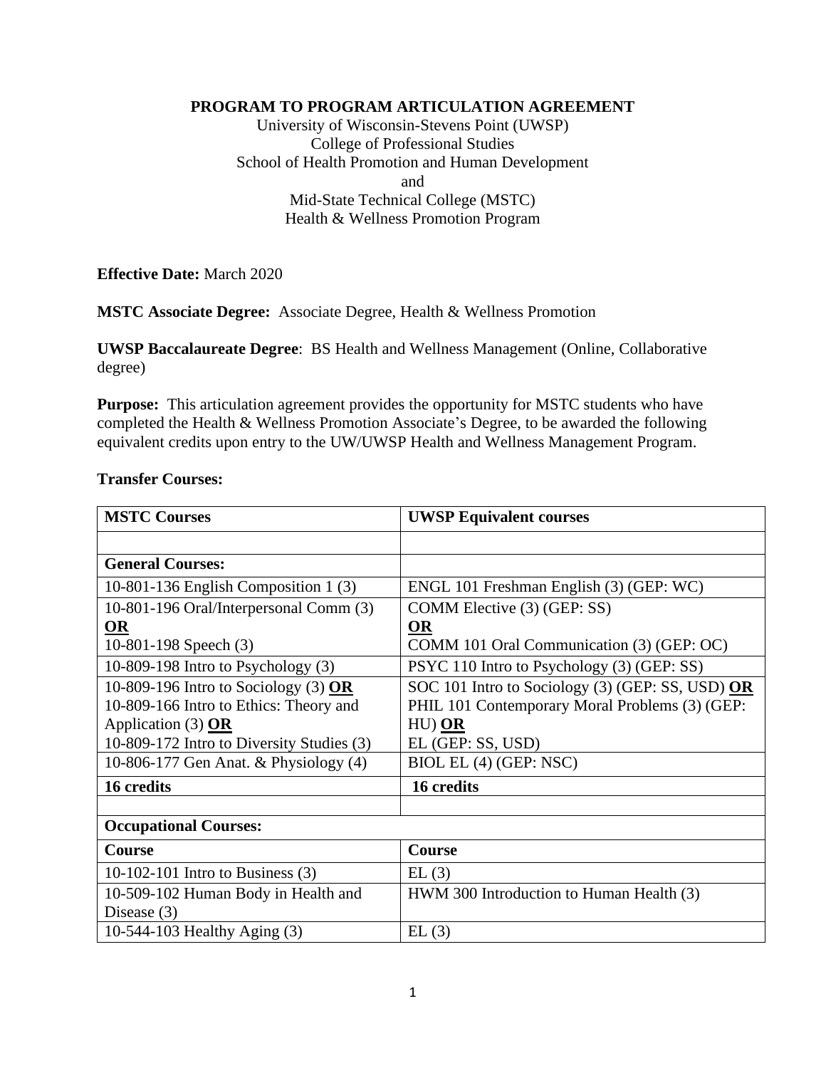**PROGRAM TO PROGRAM ARTICULATION AGREEMENT**

University of Wisconsin-Stevens Point (UWSP)
College of Professional Studies
School of Health Promotion and Human Development
and
Mid-State Technical College (MSTC)
Health & Wellness Promotion Program

**Effective Date:** March 2020

**MSTC Associate Degree:** Associate Degree, Health & Wellness Promotion

**UWSP Baccalaureate Degree**: BS Health and Wellness Management (Online, Collaborative degree)

**Purpose:** This articulation agreement provides the opportunity for MSTC students who have completed the Health & Wellness Promotion Associate's Degree, to be awarded the following equivalent credits upon entry to the UW/UWSP Health and Wellness Management Program.

**Transfer Courses:**

| MSTC Courses | UWSP Equivalent courses |
|---|---|
| | |
| **General Courses:** | |
| 10-801-136 English Composition 1 (3) | ENGL 101 Freshman English (3) (GEP: WC) |
| 10-801-196 Oral/Interpersonal Comm (3) **OR** 10-801-198 Speech (3) | COMM Elective (3) (GEP: SS) **OR** COMM 101 Oral Communication (3) (GEP: OC) |
| 10-809-198 Intro to Psychology (3) | PSYC 110 Intro to Psychology (3) (GEP: SS) |
| 10-809-196 Intro to Sociology (3) **OR** 10-809-166 Intro to Ethics: Theory and Application (3) **OR** 10-809-172 Intro to Diversity Studies (3) | SOC 101 Intro to Sociology (3) (GEP: SS, USD) **OR** PHIL 101 Contemporary Moral Problems (3) (GEP: HU) **OR** EL (GEP: SS, USD) |
| 10-806-177 Gen Anat. & Physiology (4) | BIOL EL (4) (GEP: NSC) |
| **16 credits** | **16 credits** |
| | |
| **Occupational Courses:** | |
| **Course** | **Course** |
| 10-102-101 Intro to Business (3) | EL (3) |
| 10-509-102 Human Body in Health and Disease (3) | HWM 300 Introduction to Human Health (3) |
| 10-544-103 Healthy Aging (3) | EL (3) |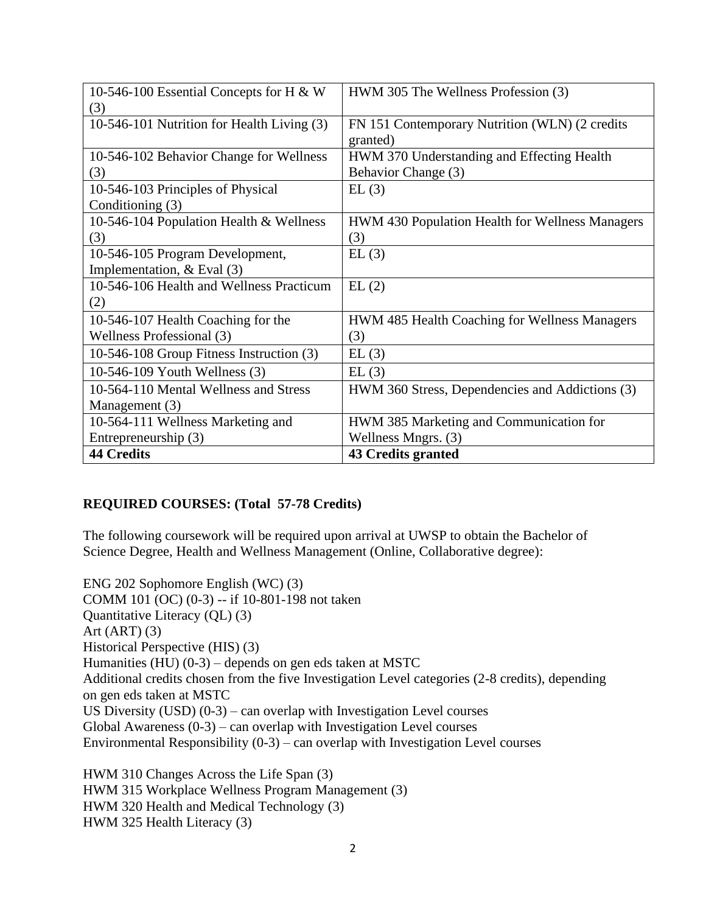| 10-546-100 Essential Concepts for H & W (3) | HWM 305 The Wellness Profession (3) |
|---|---|
| 10-546-101 Nutrition for Health Living (3) | FN 151 Contemporary Nutrition (WLN) (2 credits granted) |
| 10-546-102 Behavior Change for Wellness (3) | HWM 370 Understanding and Effecting Health Behavior Change (3) |
| 10-546-103 Principles of Physical Conditioning (3) | EL (3) |
| 10-546-104 Population Health & Wellness (3) | HWM 430 Population Health for Wellness Managers (3) |
| 10-546-105 Program Development, Implementation, & Eval (3) | EL (3) |
| 10-546-106 Health and Wellness Practicum (2) | EL (2) |
| 10-546-107 Health Coaching for the Wellness Professional (3) | HWM 485 Health Coaching for Wellness Managers (3) |
| 10-546-108 Group Fitness Instruction (3) | EL (3) |
| 10-546-109 Youth Wellness (3) | EL (3) |
| 10-564-110 Mental Wellness and Stress Management (3) | HWM 360 Stress, Dependencies and Addictions (3) |
| 10-564-111 Wellness Marketing and Entrepreneurship (3) | HWM 385 Marketing and Communication for Wellness Mngrs. (3) |
| **44 Credits** | **43 Credits granted** |

**REQUIRED COURSES: (Total 57-78 Credits)**

The following coursework will be required upon arrival at UWSP to obtain the Bachelor of Science Degree, Health and Wellness Management (Online, Collaborative degree):

ENG 202 Sophomore English (WC) (3)
COMM 101 (OC) (0-3) -- if 10-801-198 not taken
Quantitative Literacy (QL) (3)
Art (ART) (3)
Historical Perspective (HIS) (3)
Humanities (HU) (0-3) – depends on gen eds taken at MSTC
Additional credits chosen from the five Investigation Level categories (2-8 credits), depending on gen eds taken at MSTC
US Diversity (USD) (0-3) – can overlap with Investigation Level courses
Global Awareness (0-3) – can overlap with Investigation Level courses
Environmental Responsibility (0-3) – can overlap with Investigation Level courses

HWM 310 Changes Across the Life Span (3)
HWM 315 Workplace Wellness Program Management (3)
HWM 320 Health and Medical Technology (3)
HWM 325 Health Literacy (3)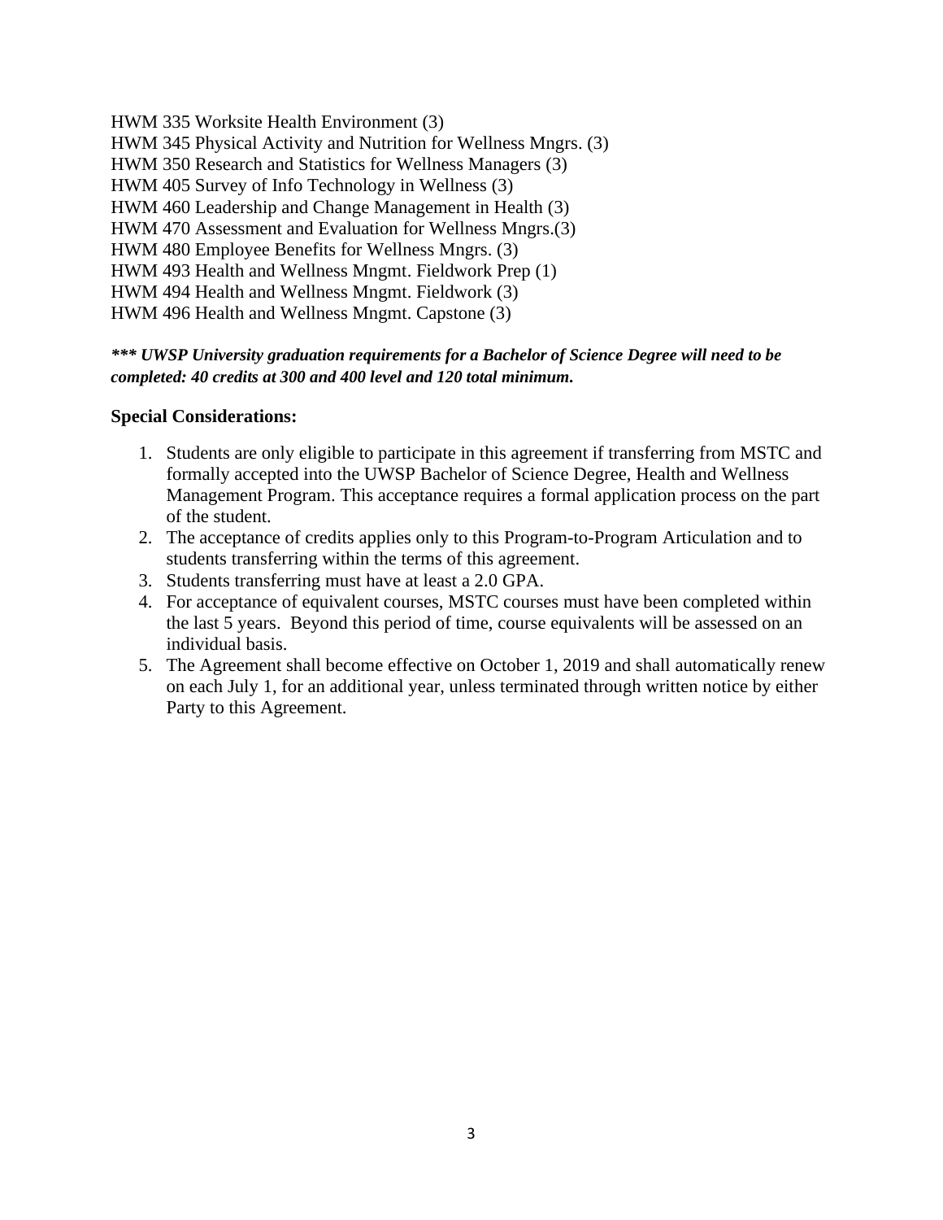HWM 335 Worksite Health Environment (3)
HWM 345 Physical Activity and Nutrition for Wellness Mngrs. (3)
HWM 350 Research and Statistics for Wellness Managers (3)
HWM 405 Survey of Info Technology in Wellness (3)
HWM 460 Leadership and Change Management in Health (3)
HWM 470 Assessment and Evaluation for Wellness Mngrs.(3)
HWM 480 Employee Benefits for Wellness Mngrs. (3)
HWM 493 Health and Wellness Mngmt. Fieldwork Prep (1)
HWM 494 Health and Wellness Mngmt. Fieldwork (3)
HWM 496 Health and Wellness Mngmt. Capstone (3)

***\*\*\* UWSP University graduation requirements for a Bachelor of Science Degree will need to be completed: 40 credits at 300 and 400 level and 120 total minimum.***

**Special Considerations:**

1. Students are only eligible to participate in this agreement if transferring from MSTC and formally accepted into the UWSP Bachelor of Science Degree, Health and Wellness Management Program. This acceptance requires a formal application process on the part of the student.
2. The acceptance of credits applies only to this Program-to-Program Articulation and to students transferring within the terms of this agreement.
3. Students transferring must have at least a 2.0 GPA.
4. For acceptance of equivalent courses, MSTC courses must have been completed within the last 5 years. Beyond this period of time, course equivalents will be assessed on an individual basis.
5. The Agreement shall become effective on October 1, 2019 and shall automatically renew on each July 1, for an additional year, unless terminated through written notice by either Party to this Agreement.